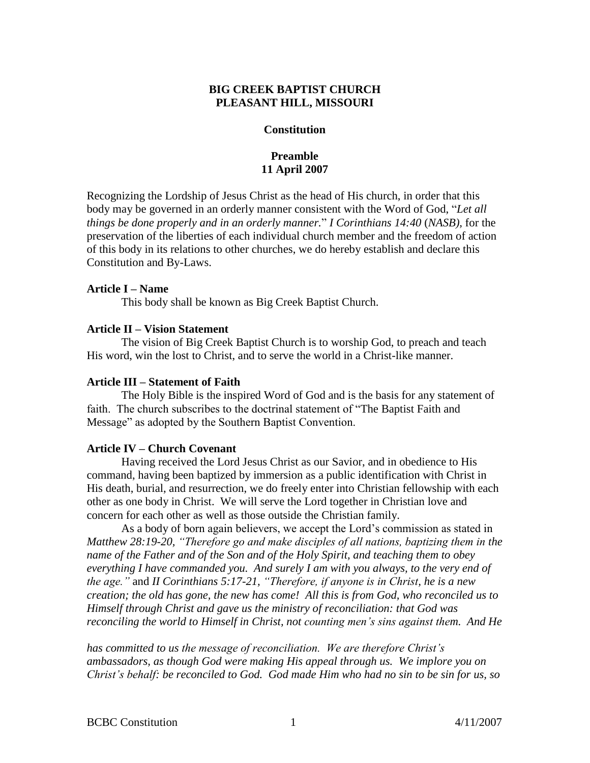**BIG CREEK BAPTIST CHURCH**
**PLEASANT HILL, MISSOURI**

**Constitution**

**Preamble**
**11 April 2007**

Recognizing the Lordship of Jesus Christ as the head of His church, in order that this body may be governed in an orderly manner consistent with the Word of God, "*Let all things be done properly and in an orderly manner.*" *I Corinthians 14:40* (*NASB)*, for the preservation of the liberties of each individual church member and the freedom of action of this body in its relations to other churches, we do hereby establish and declare this Constitution and By-Laws.

**Article I – Name**

This body shall be known as Big Creek Baptist Church.

**Article II – Vision Statement**

The vision of Big Creek Baptist Church is to worship God, to preach and teach His word, win the lost to Christ, and to serve the world in a Christ-like manner.

**Article III – Statement of Faith**

The Holy Bible is the inspired Word of God and is the basis for any statement of faith. The church subscribes to the doctrinal statement of "The Baptist Faith and Message" as adopted by the Southern Baptist Convention.

**Article IV – Church Covenant**

Having received the Lord Jesus Christ as our Savior, and in obedience to His command, having been baptized by immersion as a public identification with Christ in His death, burial, and resurrection, we do freely enter into Christian fellowship with each other as one body in Christ. We will serve the Lord together in Christian love and concern for each other as well as those outside the Christian family.

As a body of born again believers, we accept the Lord's commission as stated in *Matthew 28:19-20, "Therefore go and make disciples of all nations, baptizing them in the name of the Father and of the Son and of the Holy Spirit, and teaching them to obey everything I have commanded you. And surely I am with you always, to the very end of the age."* and *II Corinthians 5:17-21, "Therefore, if anyone is in Christ, he is a new creation; the old has gone, the new has come! All this is from God, who reconciled us to Himself through Christ and gave us the ministry of reconciliation: that God was reconciling the world to Himself in Christ, not counting men's sins against them. And He has committed to us the message of reconciliation. We are therefore Christ's ambassadors, as though God were making His appeal through us. We implore you on Christ's behalf: be reconciled to God. God made Him who had no sin to be sin for us, so*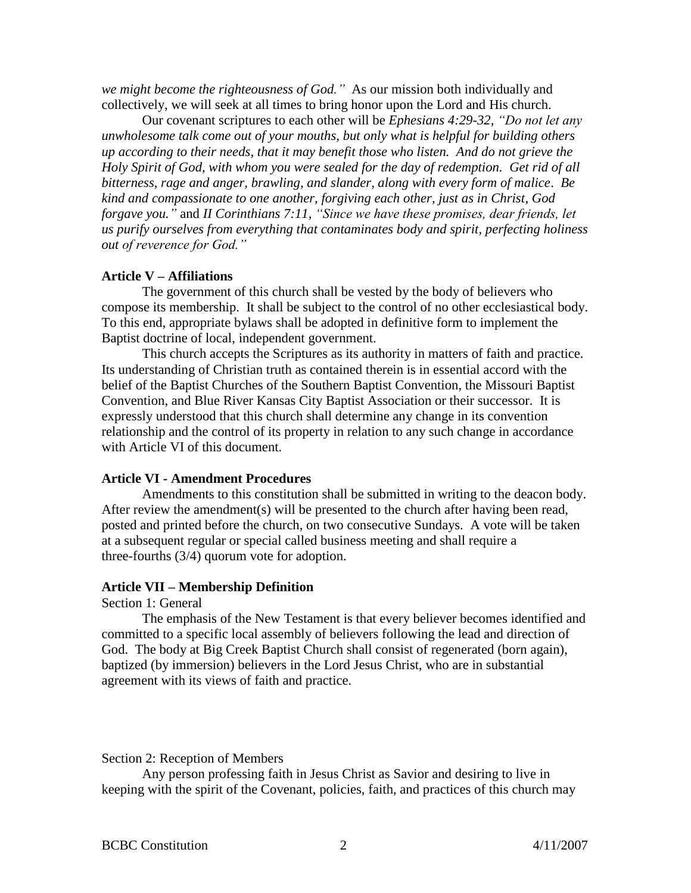*we might become the righteousness of God."* As our mission both individually and collectively, we will seek at all times to bring honor upon the Lord and His church.

Our covenant scriptures to each other will be *Ephesians 4:29-32, "Do not let any unwholesome talk come out of your mouths, but only what is helpful for building others up according to their needs, that it may benefit those who listen. And do not grieve the Holy Spirit of God, with whom you were sealed for the day of redemption. Get rid of all bitterness, rage and anger, brawling, and slander, along with every form of malice. Be kind and compassionate to one another, forgiving each other, just as in Christ, God forgave you."* and *II Corinthians 7:11, "Since we have these promises, dear friends, let us purify ourselves from everything that contaminates body and spirit, perfecting holiness out of reverence for God."*

**Article V – Affiliations**

The government of this church shall be vested by the body of believers who compose its membership. It shall be subject to the control of no other ecclesiastical body. To this end, appropriate bylaws shall be adopted in definitive form to implement the Baptist doctrine of local, independent government.

This church accepts the Scriptures as its authority in matters of faith and practice. Its understanding of Christian truth as contained therein is in essential accord with the belief of the Baptist Churches of the Southern Baptist Convention, the Missouri Baptist Convention, and Blue River Kansas City Baptist Association or their successor. It is expressly understood that this church shall determine any change in its convention relationship and the control of its property in relation to any such change in accordance with Article VI of this document.

**Article VI - Amendment Procedures**

Amendments to this constitution shall be submitted in writing to the deacon body. After review the amendment(s) will be presented to the church after having been read, posted and printed before the church, on two consecutive Sundays. A vote will be taken at a subsequent regular or special called business meeting and shall require a three-fourths (3/4) quorum vote for adoption.

**Article VII – Membership Definition**

Section 1: General

The emphasis of the New Testament is that every believer becomes identified and committed to a specific local assembly of believers following the lead and direction of God. The body at Big Creek Baptist Church shall consist of regenerated (born again), baptized (by immersion) believers in the Lord Jesus Christ, who are in substantial agreement with its views of faith and practice.

Section 2: Reception of Members

Any person professing faith in Jesus Christ as Savior and desiring to live in keeping with the spirit of the Covenant, policies, faith, and practices of this church may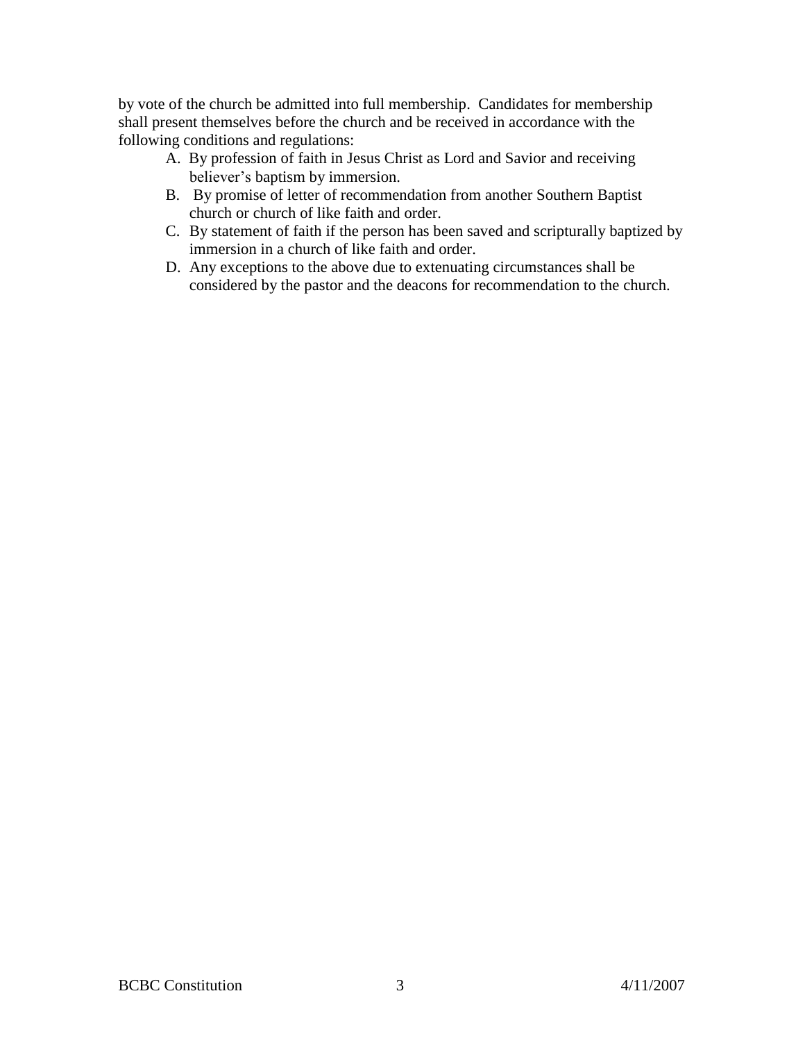by vote of the church be admitted into full membership. Candidates for membership shall present themselves before the church and be received in accordance with the following conditions and regulations:

A. By profession of faith in Jesus Christ as Lord and Savior and receiving believer's baptism by immersion.
B. By promise of letter of recommendation from another Southern Baptist church or church of like faith and order.
C. By statement of faith if the person has been saved and scripturally baptized by immersion in a church of like faith and order.
D. Any exceptions to the above due to extenuating circumstances shall be considered by the pastor and the deacons for recommendation to the church.